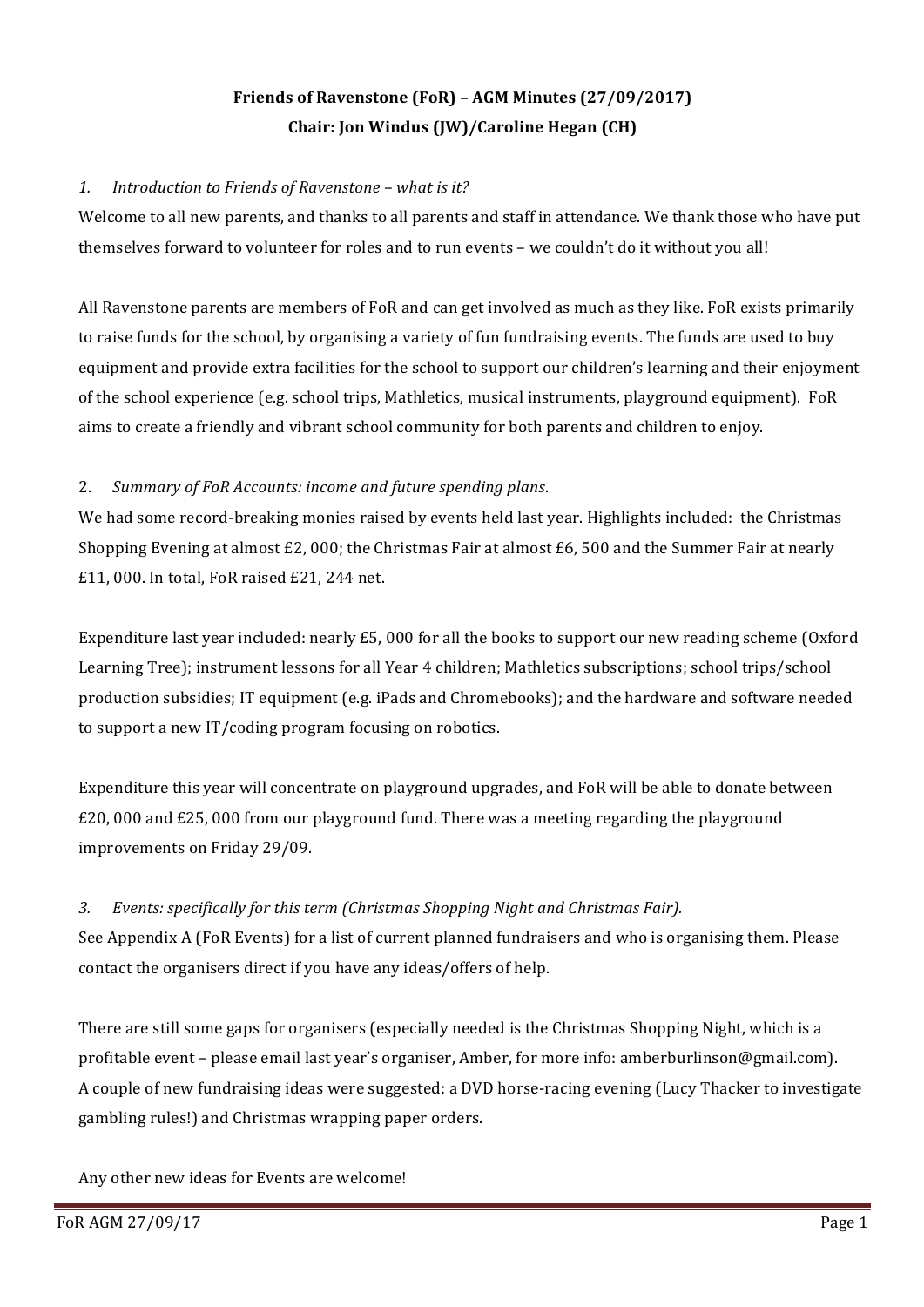**Friends of Ravenstone (FoR) – AGM Minutes (27/09/2017)**
**Chair: Jon Windus (JW)/Caroline Hegan (CH)**

*1. Introduction to Friends of Ravenstone – what is it?*

Welcome to all new parents, and thanks to all parents and staff in attendance. We thank those who have put themselves forward to volunteer for roles and to run events – we couldn't do it without you all!

All Ravenstone parents are members of FoR and can get involved as much as they like. FoR exists primarily to raise funds for the school, by organising a variety of fun fundraising events. The funds are used to buy equipment and provide extra facilities for the school to support our children's learning and their enjoyment of the school experience (e.g. school trips, Mathletics, musical instruments, playground equipment). FoR aims to create a friendly and vibrant school community for both parents and children to enjoy.

2. *Summary of FoR Accounts: income and future spending plans*.

We had some record-breaking monies raised by events held last year. Highlights included: the Christmas Shopping Evening at almost £2, 000; the Christmas Fair at almost £6, 500 and the Summer Fair at nearly £11, 000. In total, FoR raised £21, 244 net.

Expenditure last year included: nearly £5, 000 for all the books to support our new reading scheme (Oxford Learning Tree); instrument lessons for all Year 4 children; Mathletics subscriptions; school trips/school production subsidies; IT equipment (e.g. iPads and Chromebooks); and the hardware and software needed to support a new IT/coding program focusing on robotics.

Expenditure this year will concentrate on playground upgrades, and FoR will be able to donate between £20, 000 and £25, 000 from our playground fund. There was a meeting regarding the playground improvements on Friday 29/09.

*3. Events: specifically for this term (Christmas Shopping Night and Christmas Fair).*

See Appendix A (FoR Events) for a list of current planned fundraisers and who is organising them. Please contact the organisers direct if you have any ideas/offers of help.

There are still some gaps for organisers (especially needed is the Christmas Shopping Night, which is a profitable event – please email last year's organiser, Amber, for more info: amberburlinson@gmail.com). A couple of new fundraising ideas were suggested: a DVD horse-racing evening (Lucy Thacker to investigate gambling rules!) and Christmas wrapping paper orders.

Any other new ideas for Events are welcome!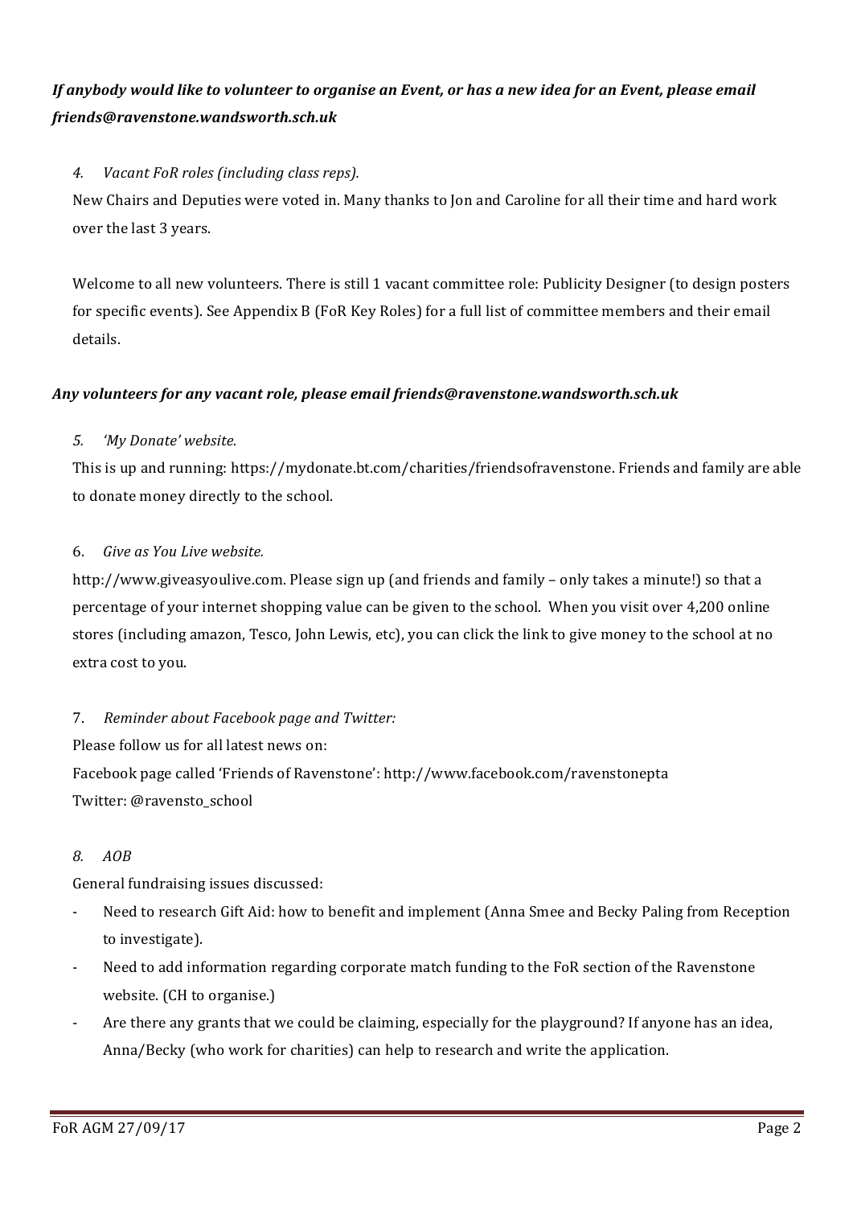***If anybody would like to volunteer to organise an Event, or has a new idea for an Event, please email friends@ravenstone.wandsworth.sch.uk***

4. *Vacant FoR roles (including class reps).*

New Chairs and Deputies were voted in. Many thanks to Jon and Caroline for all their time and hard work over the last 3 years.

Welcome to all new volunteers. There is still 1 vacant committee role: Publicity Designer (to design posters for specific events). See Appendix B (FoR Key Roles) for a full list of committee members and their email details.

***Any volunteers for any vacant role, please email friends@ravenstone.wandsworth.sch.uk***

5. *'My Donate' website.*

This is up and running: https://mydonate.bt.com/charities/friendsofravenstone. Friends and family are able to donate money directly to the school.

6. *Give as You Live website.*

http://www.giveasyoulive.com. Please sign up (and friends and family – only takes a minute!) so that a percentage of your internet shopping value can be given to the school. When you visit over 4,200 online stores (including amazon, Tesco, John Lewis, etc), you can click the link to give money to the school at no extra cost to you.

7. *Reminder about Facebook page and Twitter:*

Please follow us for all latest news on:

Facebook page called 'Friends of Ravenstone': http://www.facebook.com/ravenstonepta

Twitter: @ravensto_school

8. *AOB*

General fundraising issues discussed:

- Need to research Gift Aid: how to benefit and implement (Anna Smee and Becky Paling from Reception to investigate).
- Need to add information regarding corporate match funding to the FoR section of the Ravenstone website. (CH to organise.)
- Are there any grants that we could be claiming, especially for the playground? If anyone has an idea, Anna/Becky (who work for charities) can help to research and write the application.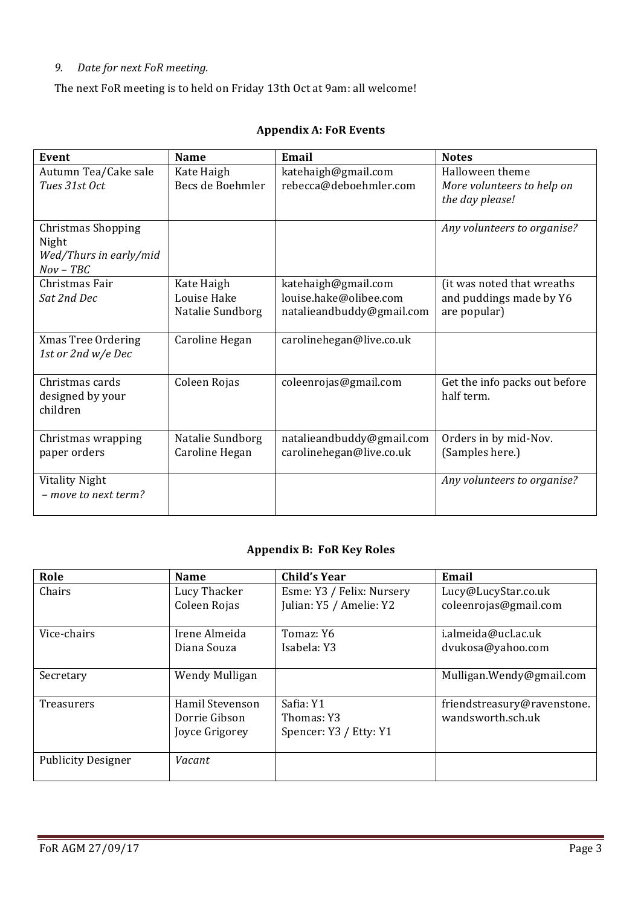*9. Date for next FoR meeting.*

The next FoR meeting is to held on Friday 13th Oct at 9am: all welcome!

## Appendix A: FoR Events

| Event | Name | Email | Notes |
|---|---|---|---|
| Autumn Tea/Cake sale<br>*Tues 31st Oct* | Kate Haigh<br>Becs de Boehmler | katehaigh@gmail.com<br>rebecca@deboehmler.com | Halloween theme<br>*More volunteers to help on the day please!* |
| Christmas Shopping Night<br>*Wed/Thurs in early/mid Nov – TBC* | | | *Any volunteers to organise?* |
| Christmas Fair<br>*Sat 2nd Dec* | Kate Haigh<br>Louise Hake<br>Natalie Sundborg | katehaigh@gmail.com<br>louise.hake@olibee.com<br>natalieandbuddy@gmail.com | (it was noted that wreaths and puddings made by Y6 are popular) |
| Xmas Tree Ordering<br>*1st or 2nd w/e Dec* | Caroline Hegan | carolinehegan@live.co.uk | |
| Christmas cards designed by your children | Coleen Rojas | coleenrojas@gmail.com | Get the info packs out before half term. |
| Christmas wrapping paper orders | Natalie Sundborg<br>Caroline Hegan | natalieandbuddy@gmail.com<br>carolinehegan@live.co.uk | Orders in by mid-Nov. (Samples here.) |
| Vitality Night<br>*– move to next term?* | | | *Any volunteers to organise?* |

## Appendix B: FoR Key Roles

| Role | Name | Child's Year | Email |
|---|---|---|---|
| Chairs | Lucy Thacker<br>Coleen Rojas | Esme: Y3 / Felix: Nursery<br>Julian: Y5 / Amelie: Y2 | Lucy@LucyStar.co.uk<br>coleenrojas@gmail.com |
| Vice-chairs | Irene Almeida<br>Diana Souza | Tomaz: Y6<br>Isabela: Y3 | i.almeida@ucl.ac.uk<br>dvukosa@yahoo.com |
| Secretary | Wendy Mulligan | | Mulligan.Wendy@gmail.com |
| Treasurers | Hamil Stevenson<br>Dorrie Gibson<br>Joyce Grigorey | Safia: Y1<br>Thomas: Y3<br>Spencer: Y3 / Etty: Y1 | friendstreasury@ravenstone.wandsworth.sch.uk |
| Publicity Designer | *Vacant* | | |